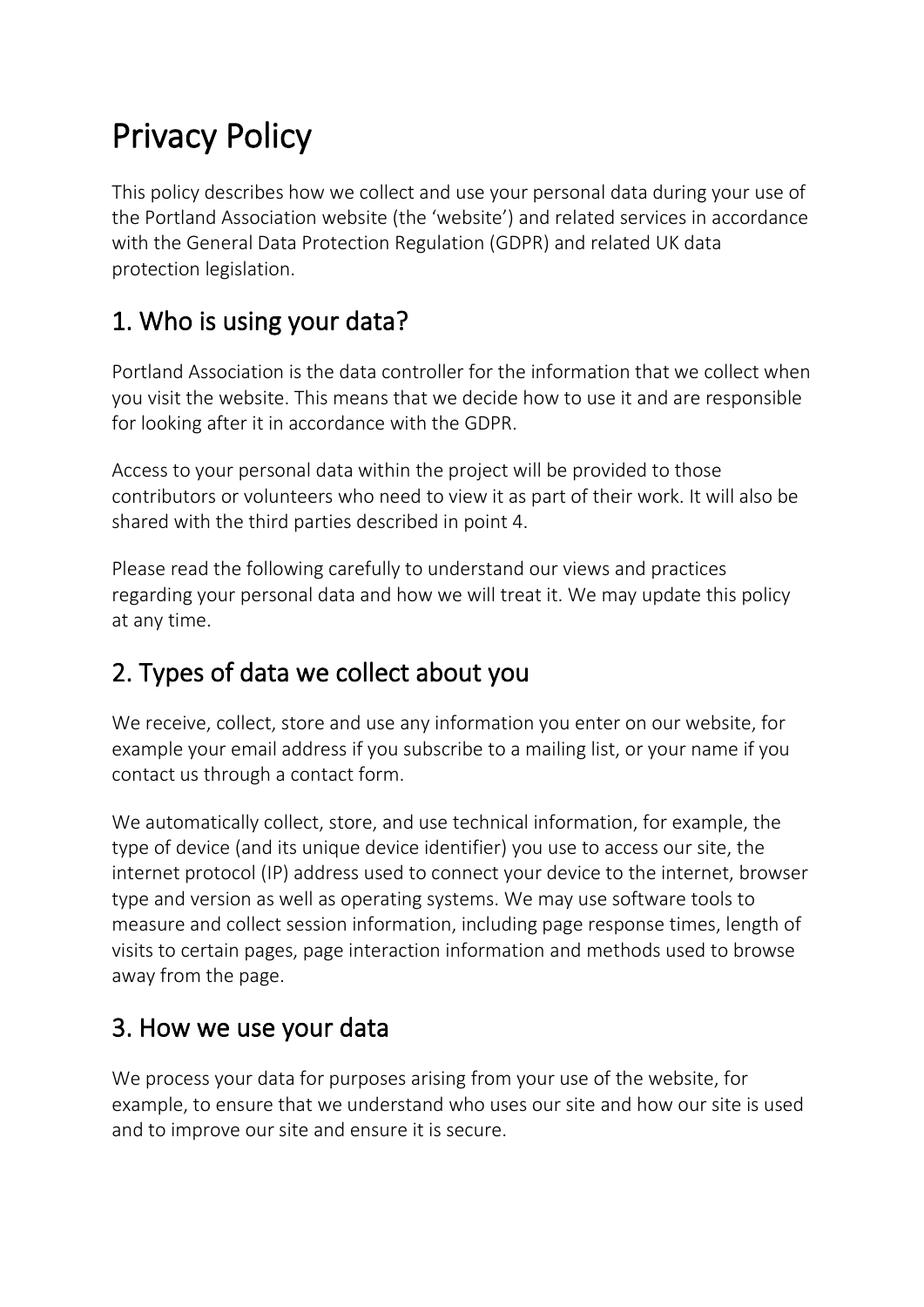# Privacy Policy

This policy describes how we collect and use your personal data during your use of the Portland Association website (the ‘website’) and related services in accordance with the General Data Protection Regulation (GDPR) and related UK data protection legislation.

## 1. Who is using your data?

Portland Association is the data controller for the information that we collect when you visit the website. This means that we decide how to use it and are responsible for looking after it in accordance with the GDPR.

Access to your personal data within the project will be provided to those contributors or volunteers who need to view it as part of their work. It will also be shared with the third parties described in point 4.

Please read the following carefully to understand our views and practices regarding your personal data and how we will treat it. We may update this policy at any time.

## 2. Types of data we collect about you

We receive, collect, store and use any information you enter on our website, for example your email address if you subscribe to a mailing list, or your name if you contact us through a contact form.

We automatically collect, store, and use technical information, for example, the type of device (and its unique device identifier) you use to access our site, the internet protocol (IP) address used to connect your device to the internet, browser type and version as well as operating systems. We may use software tools to measure and collect session information, including page response times, length of visits to certain pages, page interaction information and methods used to browse away from the page.

## 3. How we use your data

We process your data for purposes arising from your use of the website, for example, to ensure that we understand who uses our site and how our site is used and to improve our site and ensure it is secure.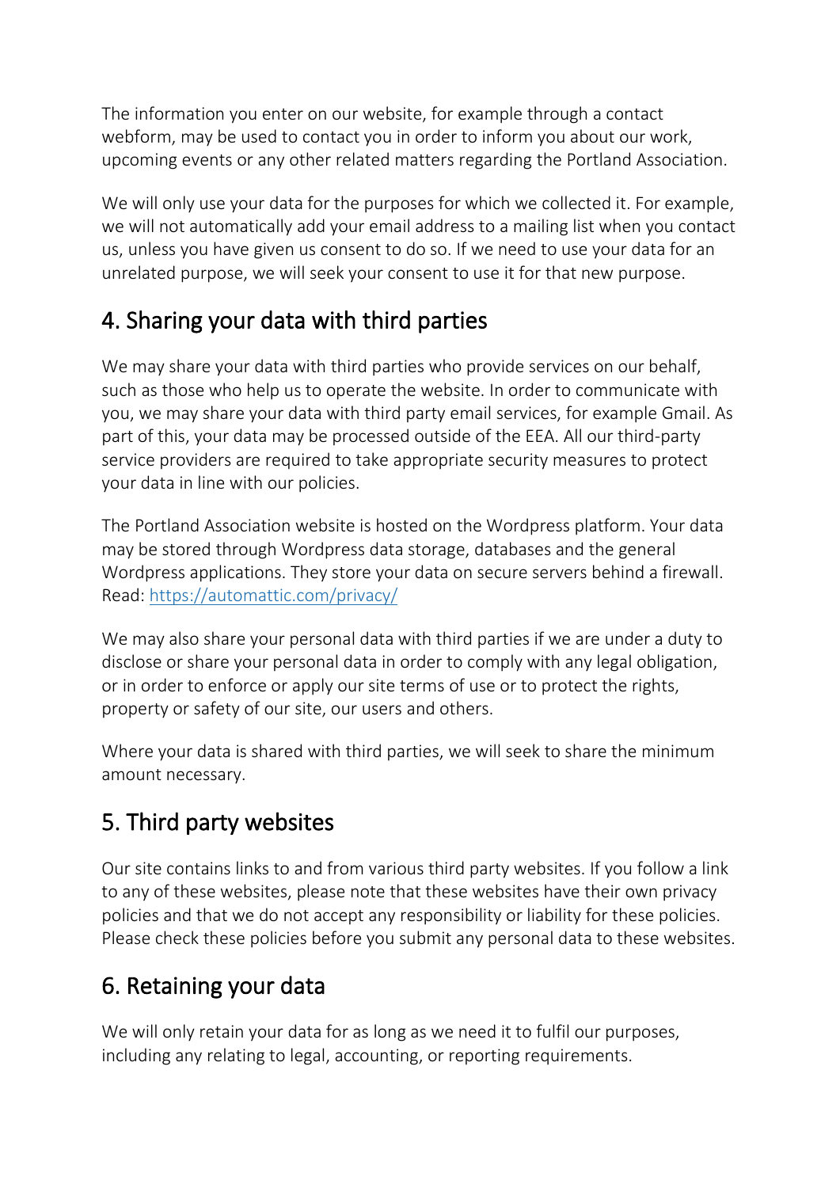The information you enter on our website, for example through a contact webform, may be used to contact you in order to inform you about our work, upcoming events or any other related matters regarding the Portland Association.

We will only use your data for the purposes for which we collected it. For example, we will not automatically add your email address to a mailing list when you contact us, unless you have given us consent to do so. If we need to use your data for an unrelated purpose, we will seek your consent to use it for that new purpose.

## 4. Sharing your data with third parties

We may share your data with third parties who provide services on our behalf, such as those who help us to operate the website. In order to communicate with you, we may share your data with third party email services, for example Gmail. As part of this, your data may be processed outside of the EEA. All our third-party service providers are required to take appropriate security measures to protect your data in line with our policies.

The Portland Association website is hosted on the Wordpress platform. Your data may be stored through Wordpress data storage, databases and the general Wordpress applications. They store your data on secure servers behind a firewall. Read: [https://automattic.com/privacy/](https://automattic.com/privacy/)

We may also share your personal data with third parties if we are under a duty to disclose or share your personal data in order to comply with any legal obligation, or in order to enforce or apply our site terms of use or to protect the rights, property or safety of our site, our users and others.

Where your data is shared with third parties, we will seek to share the minimum amount necessary.

## 5. Third party websites

Our site contains links to and from various third party websites. If you follow a link to any of these websites, please note that these websites have their own privacy policies and that we do not accept any responsibility or liability for these policies. Please check these policies before you submit any personal data to these websites.

## 6. Retaining your data

We will only retain your data for as long as we need it to fulfil our purposes, including any relating to legal, accounting, or reporting requirements.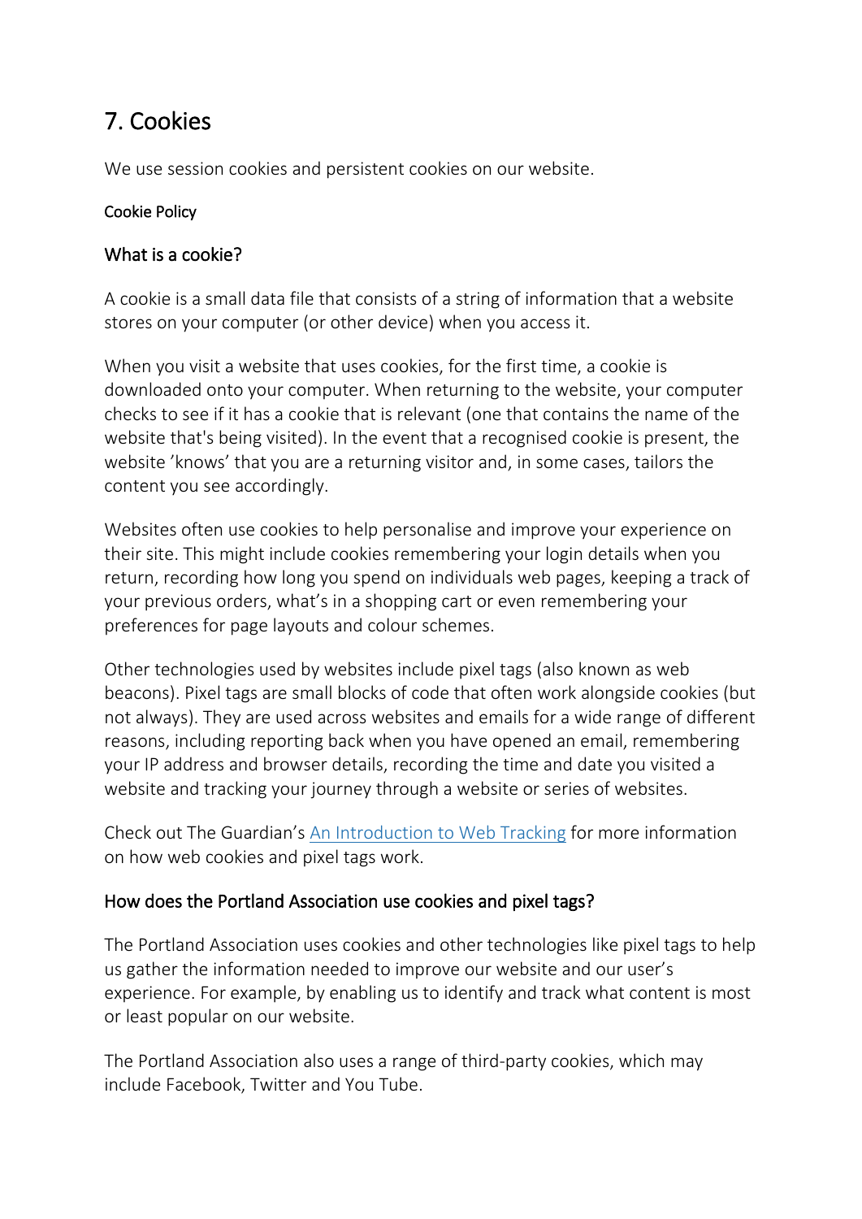## 7. Cookies

We use session cookies and persistent cookies on our website.

#### Cookie Policy

### What is a cookie?

A cookie is a small data file that consists of a string of information that a website stores on your computer (or other device) when you access it.

When you visit a website that uses cookies, for the first time, a cookie is downloaded onto your computer. When returning to the website, your computer checks to see if it has a cookie that is relevant (one that contains the name of the website that's being visited). In the event that a recognised cookie is present, the website 'knows' that you are a returning visitor and, in some cases, tailors the content you see accordingly.

Websites often use cookies to help personalise and improve your experience on their site. This might include cookies remembering your login details when you return, recording how long you spend on individual web pages, keeping a track of your previous orders, what's in a shopping cart or even remembering your preferences for page layouts and colour schemes.

Other technologies used by websites include pixel tags (also known as web beacons). Pixel tags are small blocks of code that often work alongside cookies (but not always). They are used across websites and emails for a wide range of different reasons, including reporting back when you have opened an email, remembering your IP address and browser details, recording the time and date you visited a website and tracking your journey through a website or series of websites.

Check out The Guardian's An Introduction to Web Tracking for more information on how web cookies and pixel tags work.

### How does the Portland Association use cookies and pixel tags?

The Portland Association uses cookies and other technologies like pixel tags to help us gather the information needed to improve our website and our user's experience. For example, by enabling us to identify and track what content is most or least popular on our website.

The Portland Association also uses a range of third-party cookies, which may include Facebook, Twitter and You Tube.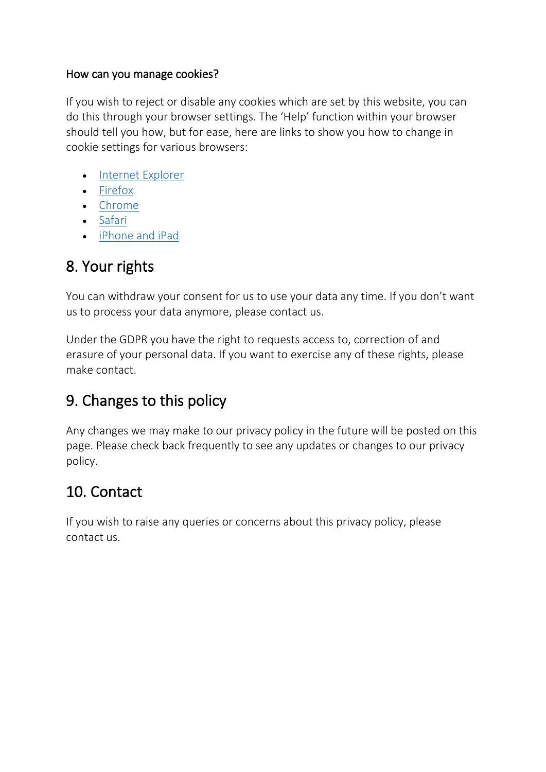### How can you manage cookies?

If you wish to reject or disable any cookies which are set by this website, you can do this through your browser settings. The 'Help' function within your browser should tell you how, but for ease, here are links to show you how to change in cookie settings for various browsers:

- Internet Explorer
- Firefox
- Chrome
- Safari
- iPhone and iPad

## 8. Your rights

You can withdraw your consent for us to use your data any time. If you don't want us to process your data anymore, please contact us.

Under the GDPR you have the right to requests access to, correction of and erasure of your personal data. If you want to exercise any of these rights, please make contact.

## 9. Changes to this policy

Any changes we may make to our privacy policy in the future will be posted on this page. Please check back frequently to see any updates or changes to our privacy policy.

## 10. Contact

If you wish to raise any queries or concerns about this privacy policy, please contact us.